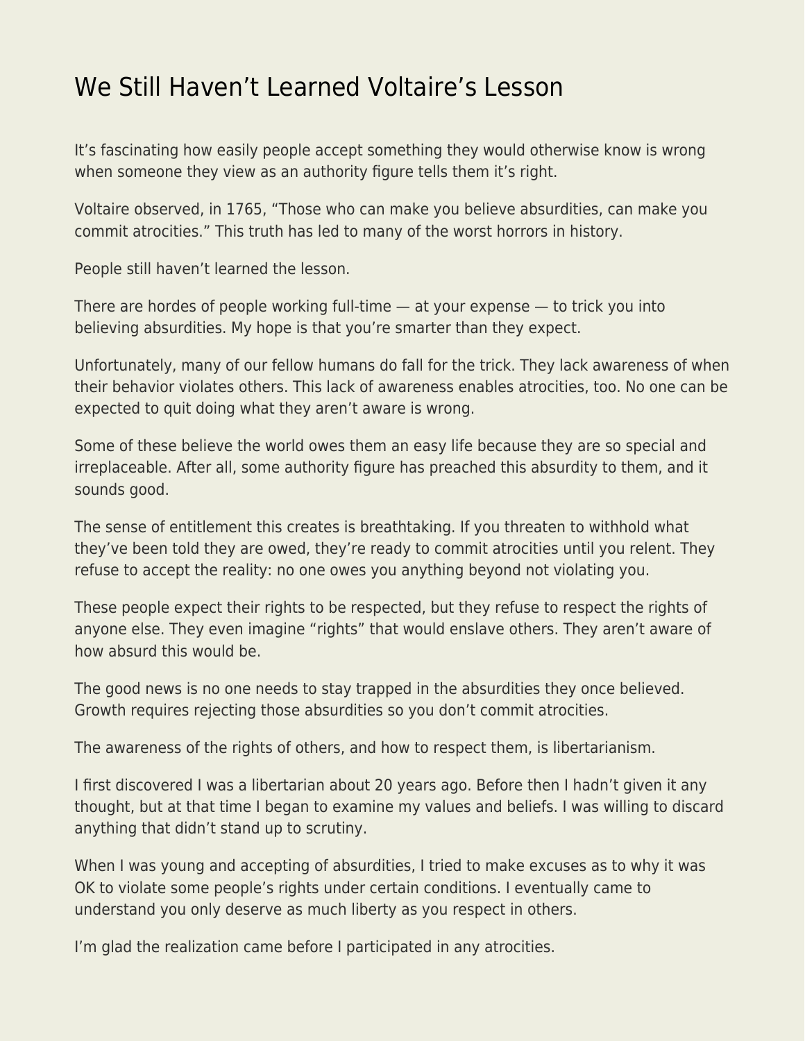# We Still Haven't Learned Voltaire's Lesson

It's fascinating how easily people accept something they would otherwise know is wrong when someone they view as an authority figure tells them it's right.

Voltaire observed, in 1765, "Those who can make you believe absurdities, can make you commit atrocities." This truth has led to many of the worst horrors in history.

People still haven't learned the lesson.

There are hordes of people working full-time — at your expense — to trick you into believing absurdities. My hope is that you're smarter than they expect.

Unfortunately, many of our fellow humans do fall for the trick. They lack awareness of when their behavior violates others. This lack of awareness enables atrocities, too. No one can be expected to quit doing what they aren't aware is wrong.

Some of these believe the world owes them an easy life because they are so special and irreplaceable. After all, some authority figure has preached this absurdity to them, and it sounds good.

The sense of entitlement this creates is breathtaking. If you threaten to withhold what they've been told they are owed, they're ready to commit atrocities until you relent. They refuse to accept the reality: no one owes you anything beyond not violating you.

These people expect their rights to be respected, but they refuse to respect the rights of anyone else. They even imagine "rights" that would enslave others. They aren't aware of how absurd this would be.

The good news is no one needs to stay trapped in the absurdities they once believed. Growth requires rejecting those absurdities so you don't commit atrocities.

The awareness of the rights of others, and how to respect them, is libertarianism.

I first discovered I was a libertarian about 20 years ago. Before then I hadn't given it any thought, but at that time I began to examine my values and beliefs. I was willing to discard anything that didn't stand up to scrutiny.

When I was young and accepting of absurdities, I tried to make excuses as to why it was OK to violate some people's rights under certain conditions. I eventually came to understand you only deserve as much liberty as you respect in others.

I'm glad the realization came before I participated in any atrocities.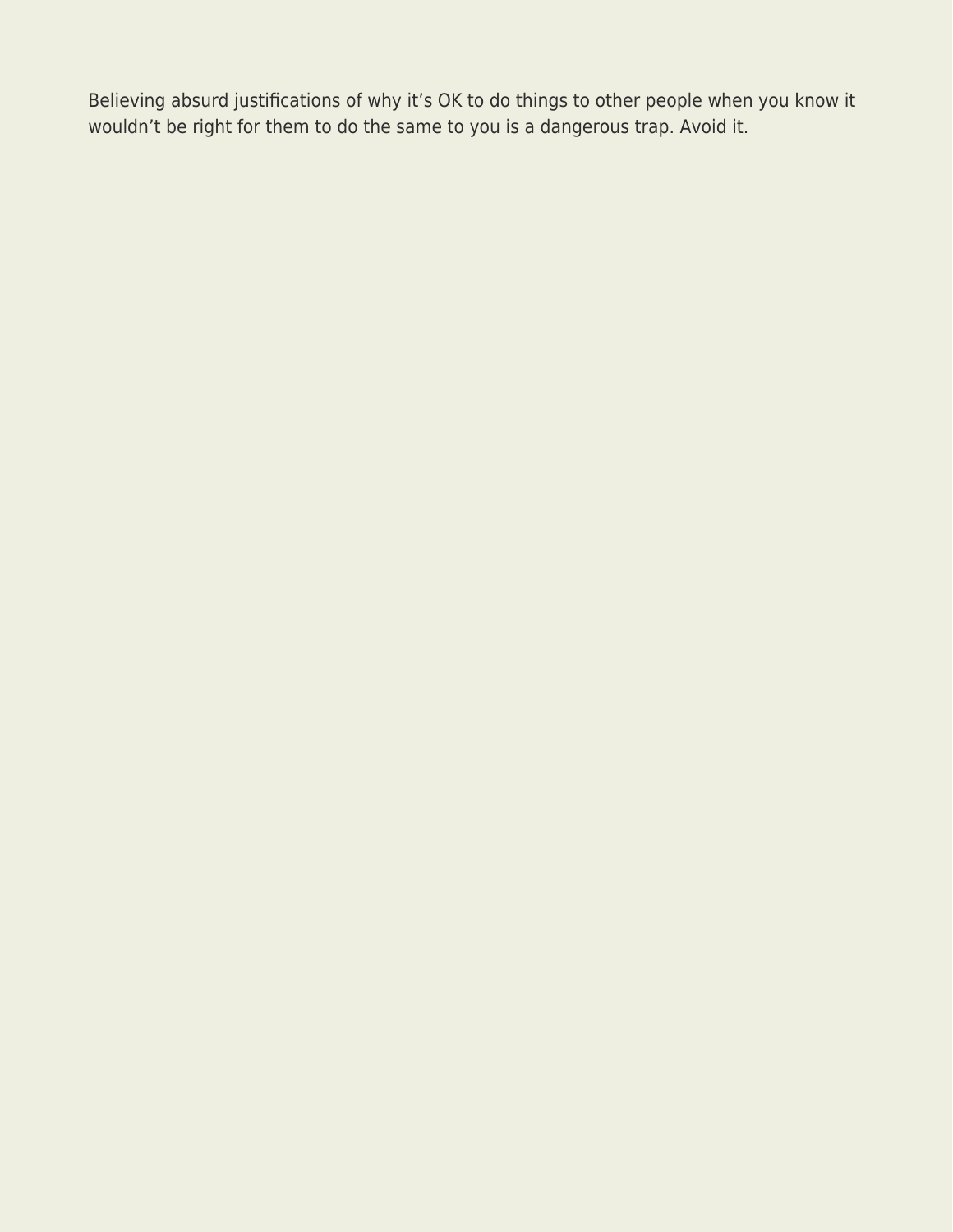Believing absurd justifications of why it’s OK to do things to other people when you know it wouldn’t be right for them to do the same to you is a dangerous trap. Avoid it.